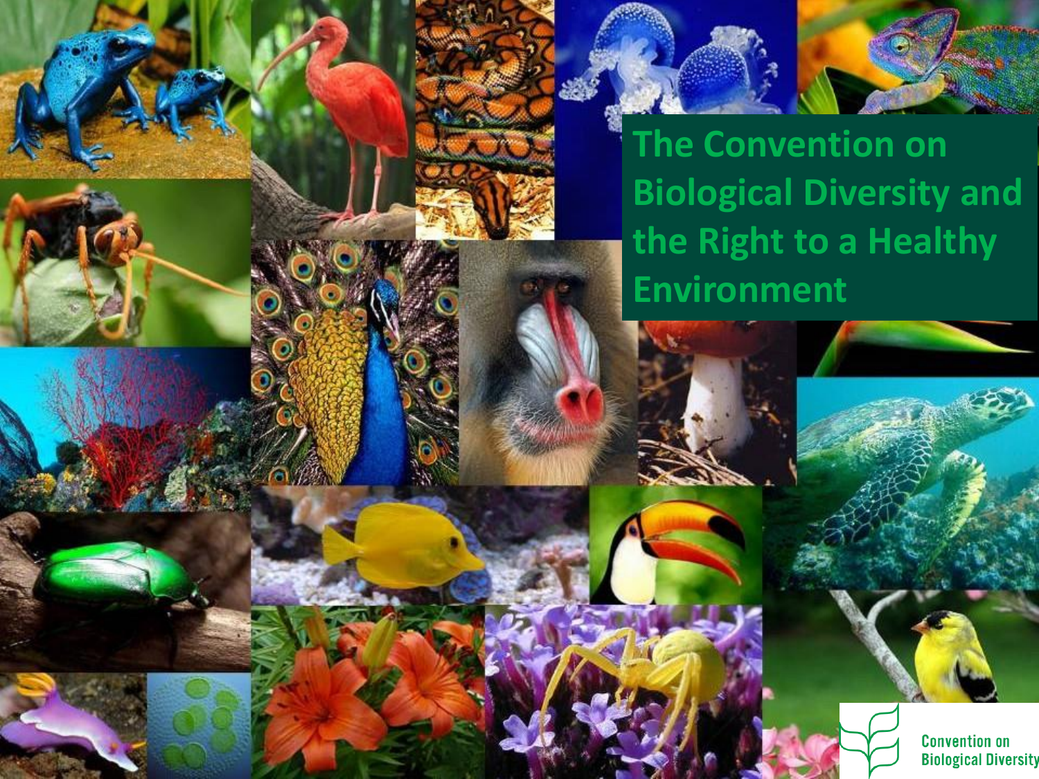# The Convention on Biological Diversity and the Right to a Healthy Environment

Convention on Biological Diversity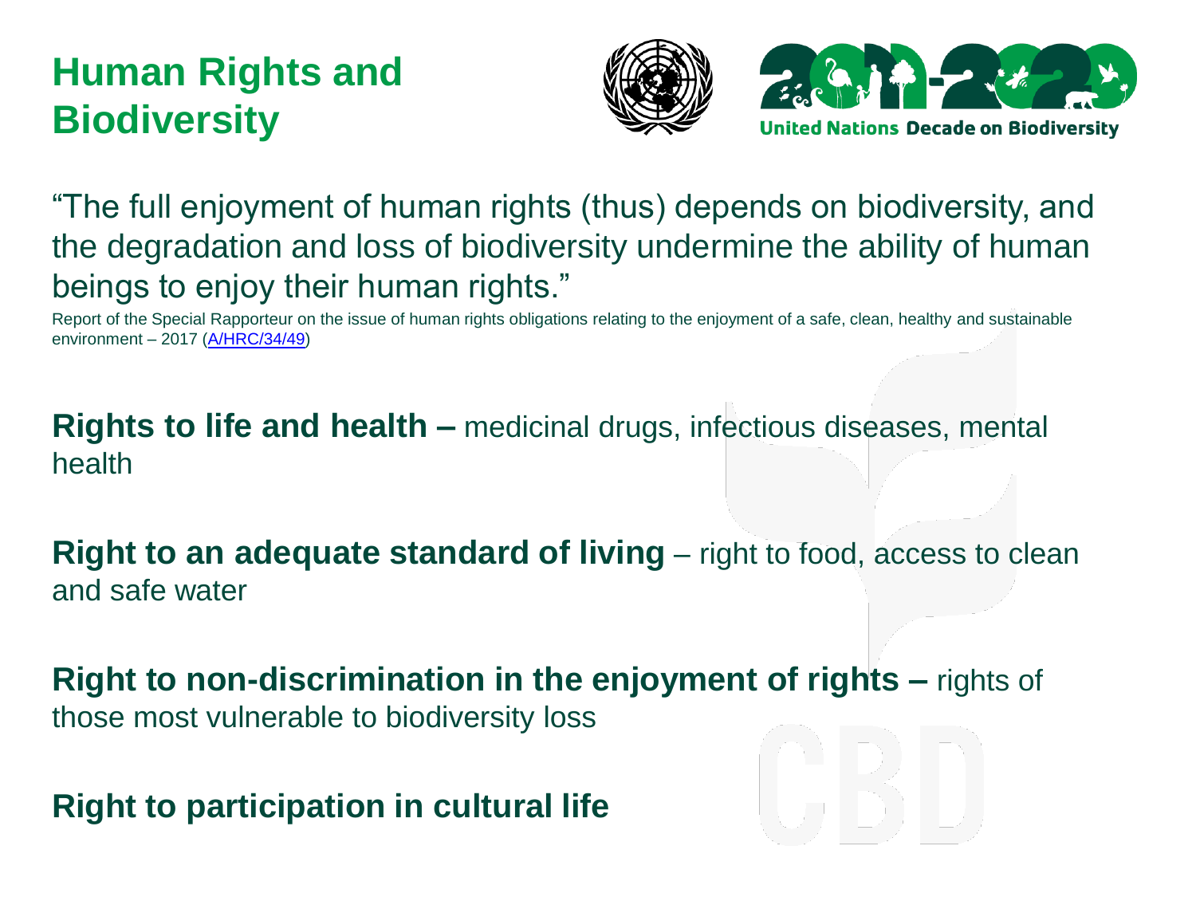# Human Rights and Biodiversity

"The full enjoyment of human rights (thus) depends on biodiversity, and the degradation and loss of biodiversity undermine the ability of human beings to enjoy their human rights."

Report of the Special Rapporteur on the issue of human rights obligations relating to the enjoyment of a safe, clean, healthy and sustainable environment – 2017 (A/HRC/34/49)

**Rights to life and health –** medicinal drugs, infectious diseases, mental health

**Right to an adequate standard of living** – right to food, access to clean and safe water

**Right to non-discrimination in the enjoyment of rights –** rights of those most vulnerable to biodiversity loss

**Right to participation in cultural life**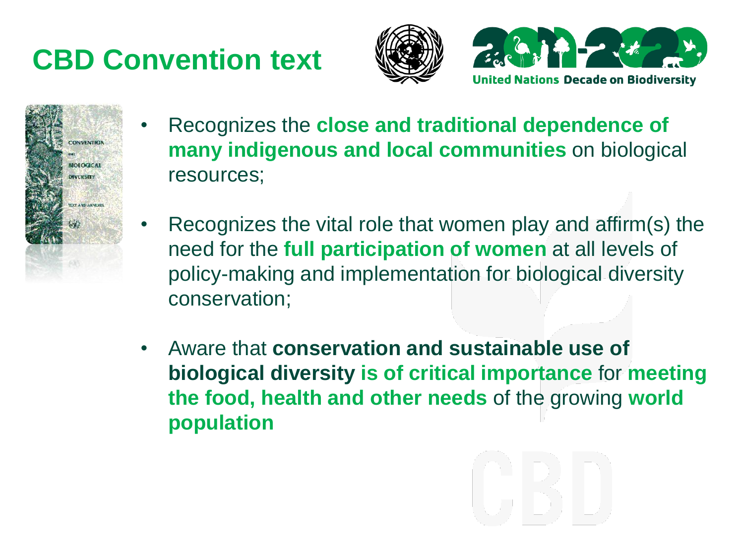# CBD Convention text

United Nations Decade on Biodiversity

- Recognizes the **close and traditional dependence of many indigenous and local communities** on biological resources;
- Recognizes the vital role that women play and affirm(s) the need for the **full participation of women** at all levels of policy-making and implementation for biological diversity conservation;
- Aware that **conservation and sustainable use of biological diversity is of critical importance** for **meeting the food, health and other needs** of the growing **world population**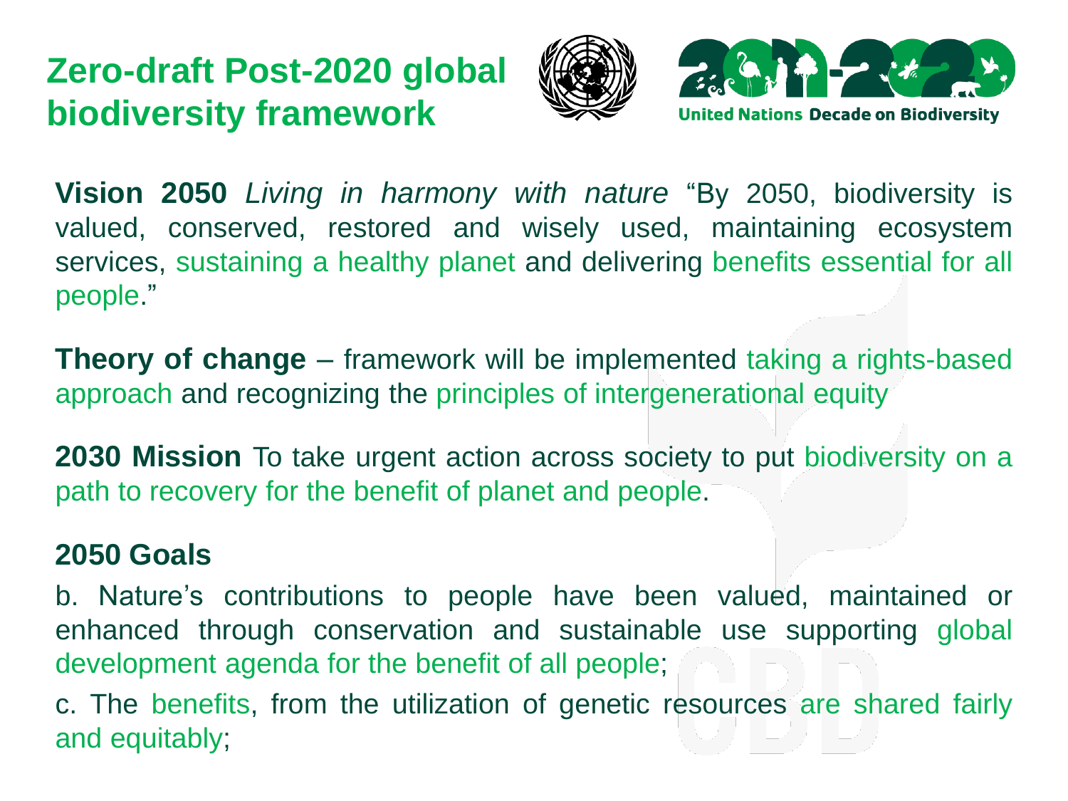# Zero-draft Post-2020 global biodiversity framework

United Nations Decade on Biodiversity

**Vision 2050** *Living in harmony with nature* "By 2050, biodiversity is valued, conserved, restored and wisely used, maintaining ecosystem services, sustaining a healthy planet and delivering benefits essential for all people."

**Theory of change** – framework will be implemented taking a rights-based approach and recognizing the principles of intergenerational equity

**2030 Mission** To take urgent action across society to put biodiversity on a path to recovery for the benefit of planet and people.

**2050 Goals**

b. Nature's contributions to people have been valued, maintained or enhanced through conservation and sustainable use supporting global development agenda for the benefit of all people;

c. The benefits, from the utilization of genetic resources are shared fairly and equitably;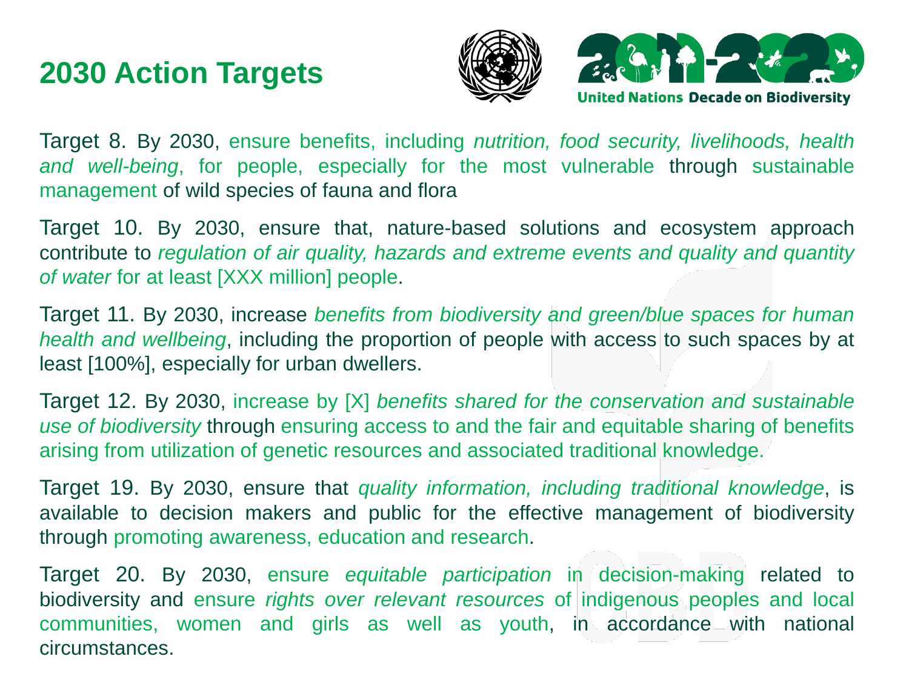# 2030 Action Targets

United Nations Decade on Biodiversity

Target 8. By 2030, ensure benefits, including *nutrition, food security, livelihoods, health and well-being*, for people, especially for the most vulnerable through sustainable management of wild species of fauna and flora

Target 10. By 2030, ensure that, nature-based solutions and ecosystem approach contribute to *regulation of air quality, hazards and extreme events and quality and quantity of water* for at least [XXX million] people.

Target 11. By 2030, increase *benefits from biodiversity and green/blue spaces for human health and wellbeing*, including the proportion of people with access to such spaces by at least [100%], especially for urban dwellers.

Target 12. By 2030, increase by [X] *benefits shared for the conservation and sustainable use of biodiversity* through ensuring access to and the fair and equitable sharing of benefits arising from utilization of genetic resources and associated traditional knowledge.

Target 19. By 2030, ensure that *quality information, including traditional knowledge*, is available to decision makers and public for the effective management of biodiversity through promoting awareness, education and research.

Target 20. By 2030, ensure *equitable participation* in decision-making related to biodiversity and ensure *rights over relevant resources* of indigenous peoples and local communities, women and girls as well as youth, in accordance with national circumstances.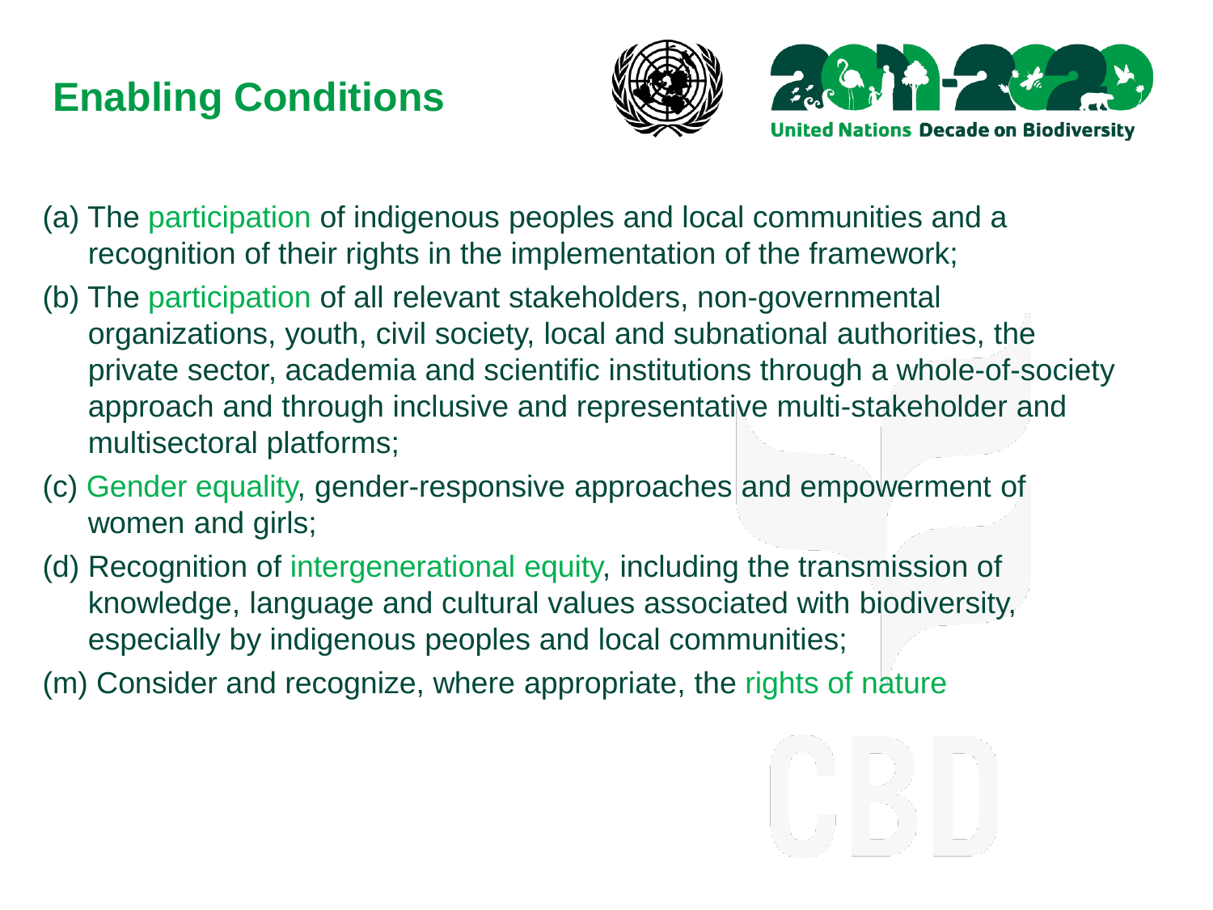# Enabling Conditions

(a) The participation of indigenous peoples and local communities and a recognition of their rights in the implementation of the framework;

(b) The participation of all relevant stakeholders, non-governmental organizations, youth, civil society, local and subnational authorities, the private sector, academia and scientific institutions through a whole-of-society approach and through inclusive and representative multi-stakeholder and multisectoral platforms;

(c) Gender equality, gender-responsive approaches and empowerment of women and girls;

(d) Recognition of intergenerational equity, including the transmission of knowledge, language and cultural values associated with biodiversity, especially by indigenous peoples and local communities;

(m) Consider and recognize, where appropriate, the rights of nature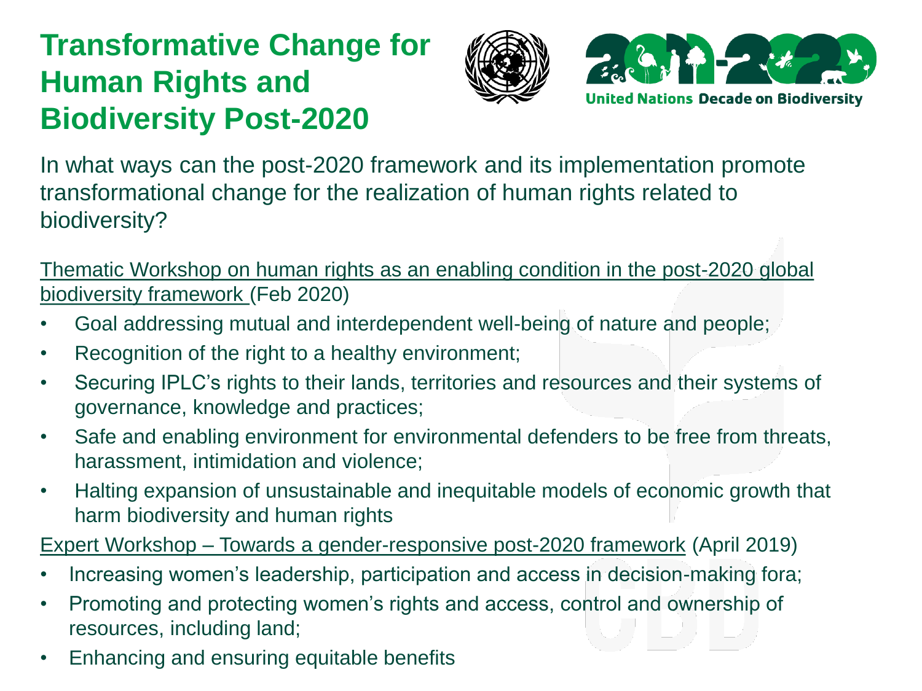# Transformative Change for Human Rights and Biodiversity Post-2020

United Nations Decade on Biodiversity

In what ways can the post-2020 framework and its implementation promote transformational change for the realization of human rights related to biodiversity?

Thematic Workshop on human rights as an enabling condition in the post-2020 global biodiversity framework (Feb 2020)

- Goal addressing mutual and interdependent well-being of nature and people;
- Recognition of the right to a healthy environment;
- Securing IPLC's rights to their lands, territories and resources and their systems of governance, knowledge and practices;
- Safe and enabling environment for environmental defenders to be free from threats, harassment, intimidation and violence;
- Halting expansion of unsustainable and inequitable models of economic growth that harm biodiversity and human rights

Expert Workshop – Towards a gender-responsive post-2020 framework (April 2019)

- Increasing women's leadership, participation and access in decision-making fora;
- Promoting and protecting women's rights and access, control and ownership of resources, including land;
- Enhancing and ensuring equitable benefits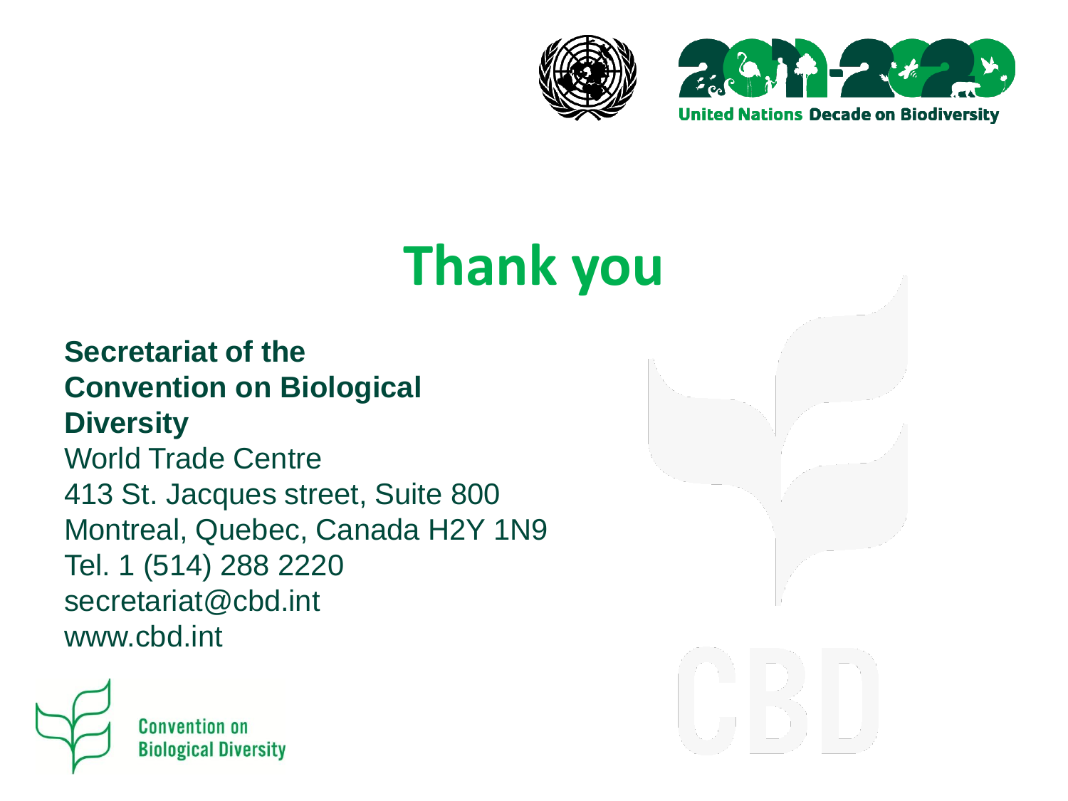United Nations Decade on Biodiversity

# Thank you

**Secretariat of the Convention on Biological Diversity**
World Trade Centre
413 St. Jacques street, Suite 800
Montreal, Quebec, Canada H2Y 1N9
Tel. 1 (514) 288 2220
secretariat@cbd.int
www.cbd.int

Convention on Biological Diversity

CBD